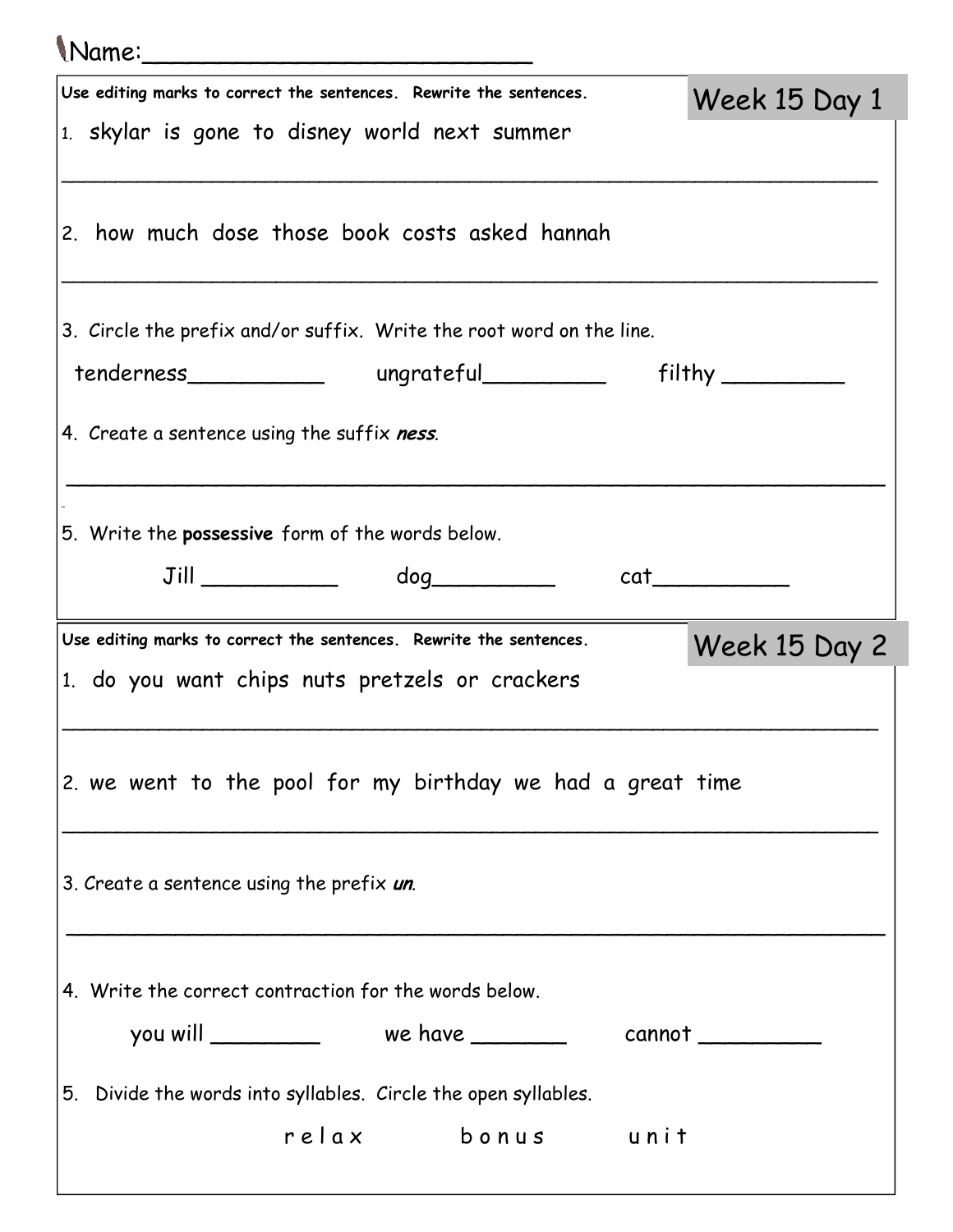Name:________________________

## Week 15 Day 1

**Use editing marks to correct the sentences. Rewrite the sentences.**

1. skylar is gone to disney world next summer

_________________________________________________________________

2. how much dose those book costs asked hannah

_________________________________________________________________

3. Circle the prefix and/or suffix. Write the root word on the line.

tenderness__________ ungrateful_________ filthy _________

4. Create a sentence using the suffix ***ness***.

_________________________________________________________________

5. Write the **possessive** form of the words below.

Jill __________ dog_________ cat__________

## Week 15 Day 2

**Use editing marks to correct the sentences. Rewrite the sentences.**

1. do you want chips nuts pretzels or crackers

_________________________________________________________________

2. we went to the pool for my birthday we had a great time

_________________________________________________________________

3. Create a sentence using the prefix ***un***.

_________________________________________________________________

4. Write the correct contraction for the words below.

you will ________ we have _______ cannot _________

5. Divide the words into syllables. Circle the open syllables.

r e l a x b o n u s u n i t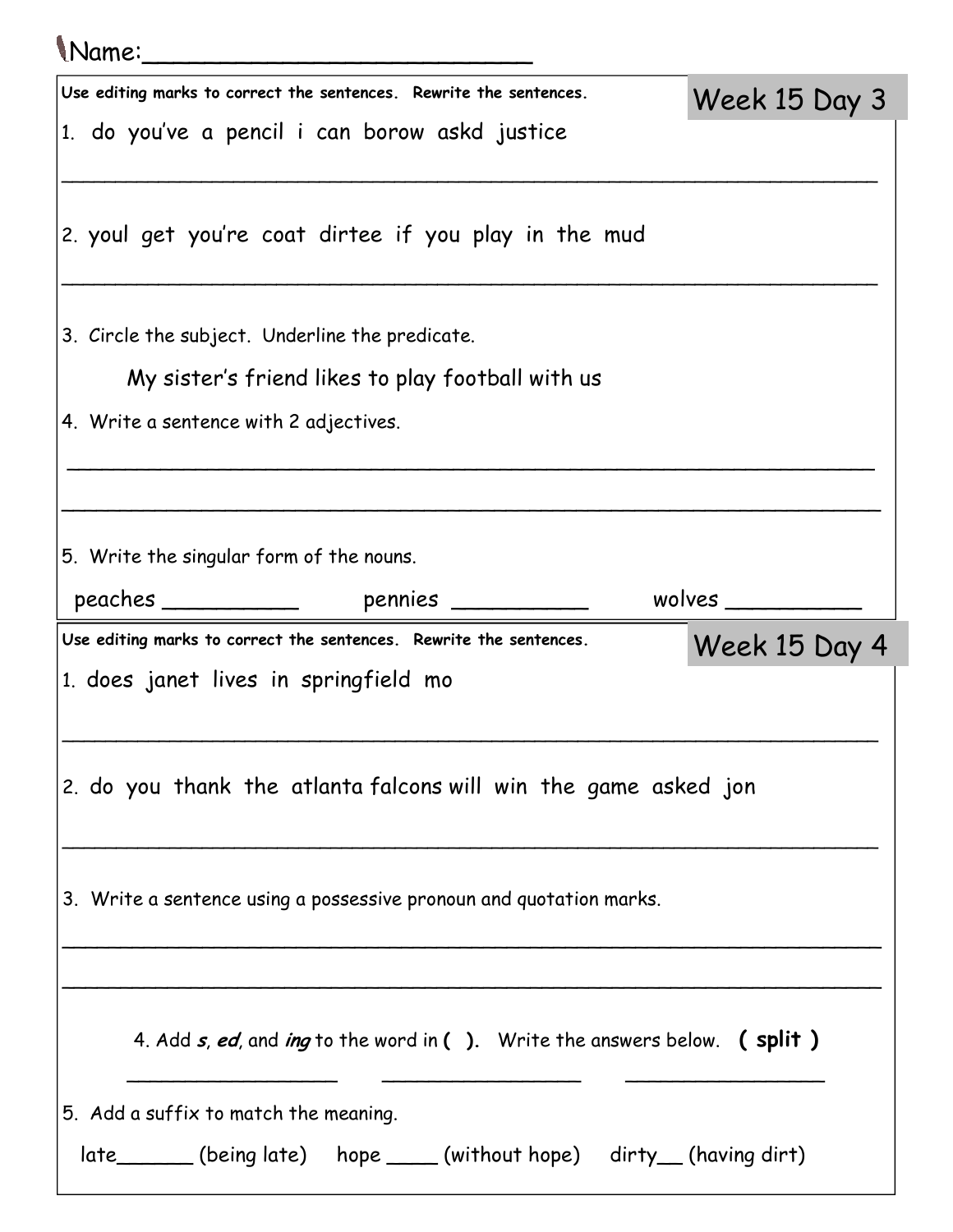Name:_________________________

## Week 15 Day 3

**Use editing marks to correct the sentences. Rewrite the sentences.**

1. do you've a pencil i can borow askd justice

_______________________________________________________________

2. youl get you're coat dirtee if you play in the mud

_______________________________________________________________

3. Circle the subject. Underline the predicate.

   My sister's friend likes to play football with us

4. Write a sentence with 2 adjectives.

_______________________________________________________________

_______________________________________________________________

5. Write the singular form of the nouns.

peaches __________ pennies __________ wolves __________

## Week 15 Day 4

**Use editing marks to correct the sentences. Rewrite the sentences.**

1. does janet lives in springfield mo

_______________________________________________________________

2. do you thank the atlanta falcons will win the game asked jon

_______________________________________________________________

3. Write a sentence using a possessive pronoun and quotation marks.

_______________________________________________________________

_______________________________________________________________

4. Add *s*, *ed*, and *ing* to the word in **( )**. Write the answers below. **( split )**

_________________ _________________ _________________

5. Add a suffix to match the meaning.

late______ (being late) hope ____ (without hope) dirty__ (having dirt)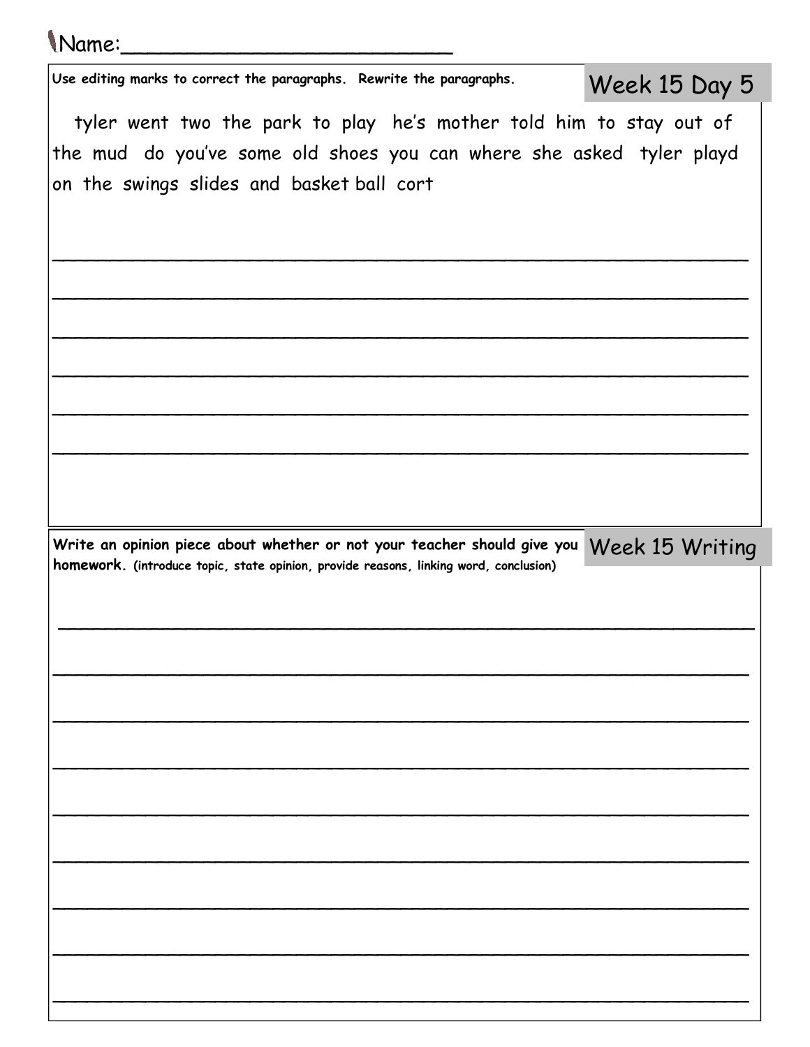Name:\_\_\_\_\_\_\_\_\_\_\_\_\_\_\_\_\_\_\_\_\_\_\_\_\_

**Use editing marks to correct the paragraphs. Rewrite the paragraphs.**

## Week 15 Day 5

tyler went two the park to play he's mother told him to stay out of the mud do you've some old shoes you can where she asked tyler playd on the swings slides and basket ball cort

\_\_\_\_\_\_\_\_\_\_\_\_\_\_\_\_\_\_\_\_\_\_\_\_\_\_\_\_\_\_\_\_\_\_\_\_\_\_\_\_\_\_\_\_\_\_\_\_\_\_\_\_\_\_\_\_

\_\_\_\_\_\_\_\_\_\_\_\_\_\_\_\_\_\_\_\_\_\_\_\_\_\_\_\_\_\_\_\_\_\_\_\_\_\_\_\_\_\_\_\_\_\_\_\_\_\_\_\_\_\_\_\_

\_\_\_\_\_\_\_\_\_\_\_\_\_\_\_\_\_\_\_\_\_\_\_\_\_\_\_\_\_\_\_\_\_\_\_\_\_\_\_\_\_\_\_\_\_\_\_\_\_\_\_\_\_\_\_\_

\_\_\_\_\_\_\_\_\_\_\_\_\_\_\_\_\_\_\_\_\_\_\_\_\_\_\_\_\_\_\_\_\_\_\_\_\_\_\_\_\_\_\_\_\_\_\_\_\_\_\_\_\_\_\_\_

\_\_\_\_\_\_\_\_\_\_\_\_\_\_\_\_\_\_\_\_\_\_\_\_\_\_\_\_\_\_\_\_\_\_\_\_\_\_\_\_\_\_\_\_\_\_\_\_\_\_\_\_\_\_\_\_

\_\_\_\_\_\_\_\_\_\_\_\_\_\_\_\_\_\_\_\_\_\_\_\_\_\_\_\_\_\_\_\_\_\_\_\_\_\_\_\_\_\_\_\_\_\_\_\_\_\_\_\_\_\_\_\_

**Write an opinion piece about whether or not your teacher should give you homework.** **(introduce topic, state opinion, provide reasons, linking word, conclusion)**

## Week 15 Writing

\_\_\_\_\_\_\_\_\_\_\_\_\_\_\_\_\_\_\_\_\_\_\_\_\_\_\_\_\_\_\_\_\_\_\_\_\_\_\_\_\_\_\_\_\_\_\_\_\_\_\_\_\_\_\_\_

\_\_\_\_\_\_\_\_\_\_\_\_\_\_\_\_\_\_\_\_\_\_\_\_\_\_\_\_\_\_\_\_\_\_\_\_\_\_\_\_\_\_\_\_\_\_\_\_\_\_\_\_\_\_\_\_

\_\_\_\_\_\_\_\_\_\_\_\_\_\_\_\_\_\_\_\_\_\_\_\_\_\_\_\_\_\_\_\_\_\_\_\_\_\_\_\_\_\_\_\_\_\_\_\_\_\_\_\_\_\_\_\_

\_\_\_\_\_\_\_\_\_\_\_\_\_\_\_\_\_\_\_\_\_\_\_\_\_\_\_\_\_\_\_\_\_\_\_\_\_\_\_\_\_\_\_\_\_\_\_\_\_\_\_\_\_\_\_\_

\_\_\_\_\_\_\_\_\_\_\_\_\_\_\_\_\_\_\_\_\_\_\_\_\_\_\_\_\_\_\_\_\_\_\_\_\_\_\_\_\_\_\_\_\_\_\_\_\_\_\_\_\_\_\_\_

\_\_\_\_\_\_\_\_\_\_\_\_\_\_\_\_\_\_\_\_\_\_\_\_\_\_\_\_\_\_\_\_\_\_\_\_\_\_\_\_\_\_\_\_\_\_\_\_\_\_\_\_\_\_\_\_

\_\_\_\_\_\_\_\_\_\_\_\_\_\_\_\_\_\_\_\_\_\_\_\_\_\_\_\_\_\_\_\_\_\_\_\_\_\_\_\_\_\_\_\_\_\_\_\_\_\_\_\_\_\_\_\_

\_\_\_\_\_\_\_\_\_\_\_\_\_\_\_\_\_\_\_\_\_\_\_\_\_\_\_\_\_\_\_\_\_\_\_\_\_\_\_\_\_\_\_\_\_\_\_\_\_\_\_\_\_\_\_\_

\_\_\_\_\_\_\_\_\_\_\_\_\_\_\_\_\_\_\_\_\_\_\_\_\_\_\_\_\_\_\_\_\_\_\_\_\_\_\_\_\_\_\_\_\_\_\_\_\_\_\_\_\_\_\_\_